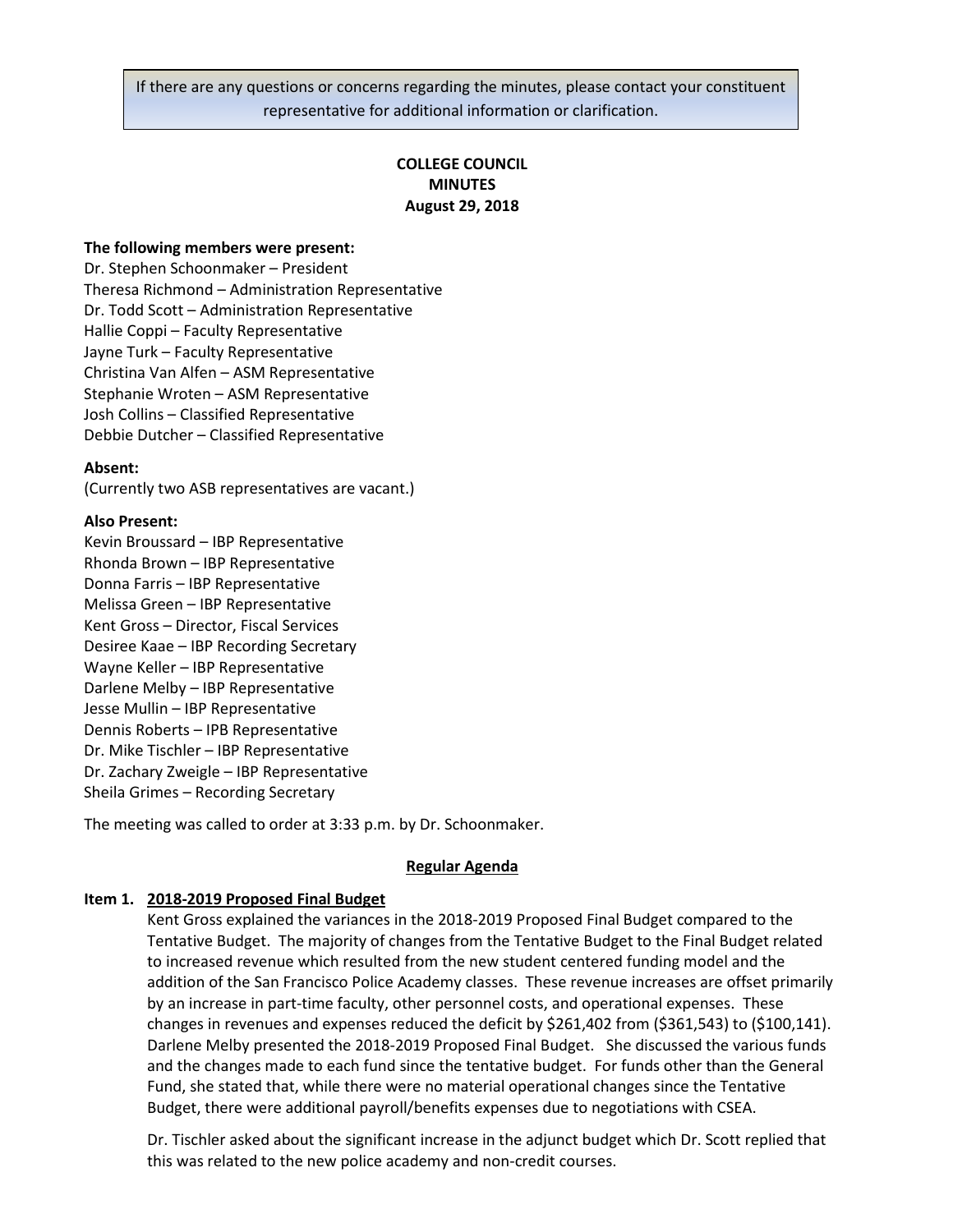If there are any questions or concerns regarding the minutes, please contact your constituent representative for additional information or clarification.

# COLLEGE COUNCIL
## MINUTES
### August 29, 2018

**The following members were present:**

Dr. Stephen Schoonmaker – President
Theresa Richmond – Administration Representative
Dr. Todd Scott – Administration Representative
Hallie Coppi – Faculty Representative
Jayne Turk – Faculty Representative
Christina Van Alfen – ASM Representative
Stephanie Wroten – ASM Representative
Josh Collins – Classified Representative
Debbie Dutcher – Classified Representative

**Absent:**

(Currently two ASB representatives are vacant.)

**Also Present:**

Kevin Broussard – IBP Representative
Rhonda Brown – IBP Representative
Donna Farris – IBP Representative
Melissa Green – IBP Representative
Kent Gross – Director, Fiscal Services
Desiree Kaae – IBP Recording Secretary
Wayne Keller – IBP Representative
Darlene Melby – IBP Representative
Jesse Mullin – IBP Representative
Dennis Roberts – IPB Representative
Dr. Mike Tischler – IBP Representative
Dr. Zachary Zweigle – IBP Representative
Sheila Grimes – Recording Secretary

The meeting was called to order at 3:33 p.m. by Dr. Schoonmaker.

**Regular Agenda**

**Item 1. 2018-2019 Proposed Final Budget**

Kent Gross explained the variances in the 2018-2019 Proposed Final Budget compared to the Tentative Budget. The majority of changes from the Tentative Budget to the Final Budget related to increased revenue which resulted from the new student centered funding model and the addition of the San Francisco Police Academy classes. These revenue increases are offset primarily by an increase in part-time faculty, other personnel costs, and operational expenses. These changes in revenues and expenses reduced the deficit by $261,402 from ($361,543) to ($100,141). Darlene Melby presented the 2018-2019 Proposed Final Budget. She discussed the various funds and the changes made to each fund since the tentative budget. For funds other than the General Fund, she stated that, while there were no material operational changes since the Tentative Budget, there were additional payroll/benefits expenses due to negotiations with CSEA.

Dr. Tischler asked about the significant increase in the adjunct budget which Dr. Scott replied that this was related to the new police academy and non-credit courses.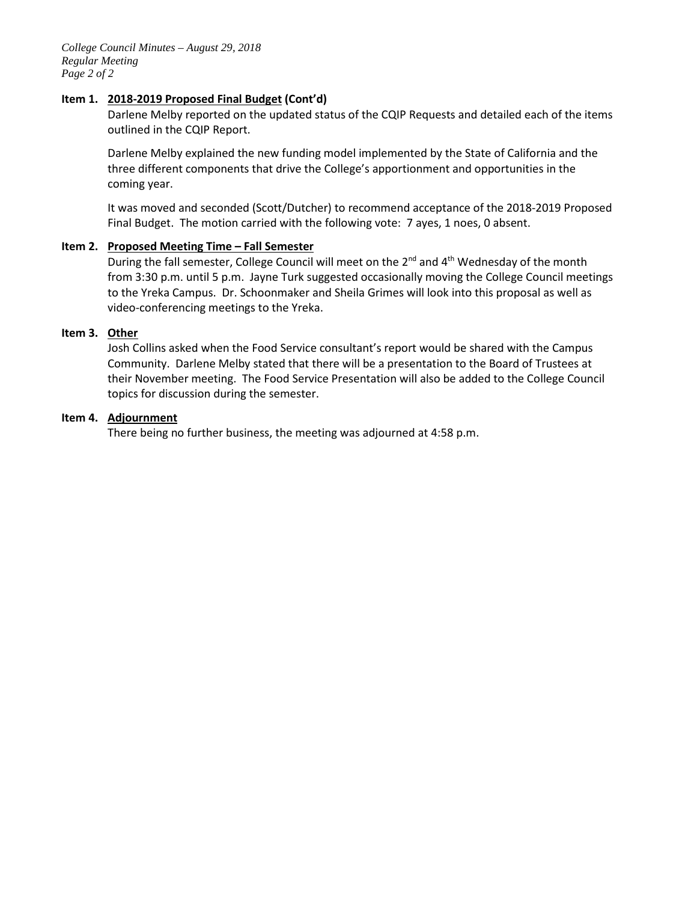**Item 1. 2018-2019 Proposed Final Budget (Cont'd)**

Darlene Melby reported on the updated status of the CQIP Requests and detailed each of the items outlined in the CQIP Report.

Darlene Melby explained the new funding model implemented by the State of California and the three different components that drive the College's apportionment and opportunities in the coming year.

It was moved and seconded (Scott/Dutcher) to recommend acceptance of the 2018-2019 Proposed Final Budget. The motion carried with the following vote: 7 ayes, 1 noes, 0 absent.

**Item 2. Proposed Meeting Time – Fall Semester**

During the fall semester, College Council will meet on the 2nd and 4th Wednesday of the month from 3:30 p.m. until 5 p.m. Jayne Turk suggested occasionally moving the College Council meetings to the Yreka Campus. Dr. Schoonmaker and Sheila Grimes will look into this proposal as well as video-conferencing meetings to the Yreka.

**Item 3. Other**

Josh Collins asked when the Food Service consultant's report would be shared with the Campus Community. Darlene Melby stated that there will be a presentation to the Board of Trustees at their November meeting. The Food Service Presentation will also be added to the College Council topics for discussion during the semester.

**Item 4. Adjournment**

There being no further business, the meeting was adjourned at 4:58 p.m.